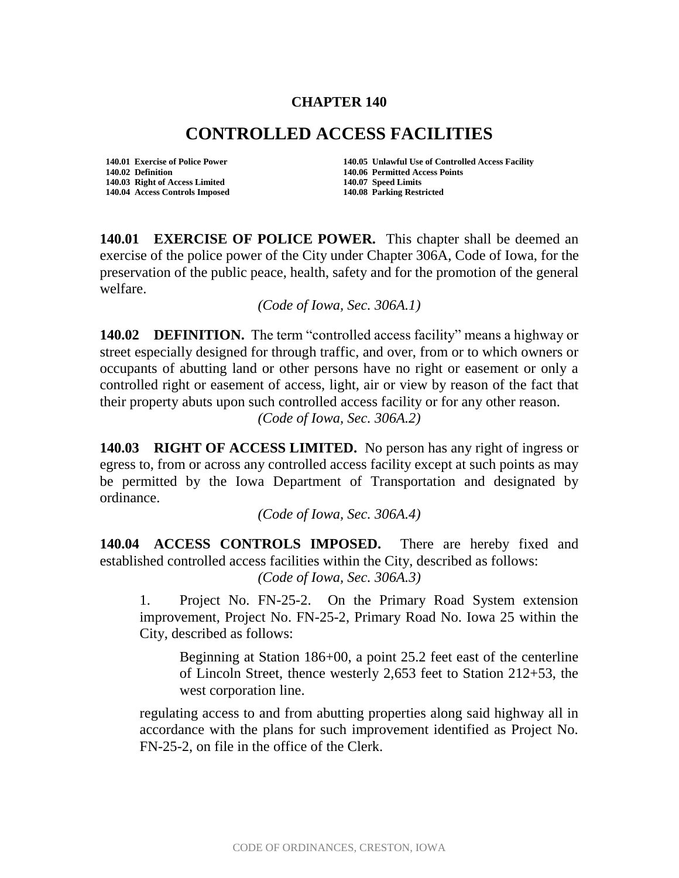# CHAPTER 140

## CONTROLLED ACCESS FACILITIES

**140.01 Exercise of Police Power**
**140.02 Definition**
**140.03 Right of Access Limited**
**140.04 Access Controls Imposed**
**140.05 Unlawful Use of Controlled Access Facility**
**140.06 Permitted Access Points**
**140.07 Speed Limits**
**140.08 Parking Restricted**

**140.01 EXERCISE OF POLICE POWER.** This chapter shall be deemed an exercise of the police power of the City under Chapter 306A, Code of Iowa, for the preservation of the public peace, health, safety and for the promotion of the general welfare.

*(Code of Iowa, Sec. 306A.1)*

**140.02 DEFINITION.** The term "controlled access facility" means a highway or street especially designed for through traffic, and over, from or to which owners or occupants of abutting land or other persons have no right or easement or only a controlled right or easement of access, light, air or view by reason of the fact that their property abuts upon such controlled access facility or for any other reason.

*(Code of Iowa, Sec. 306A.2)*

**140.03 RIGHT OF ACCESS LIMITED.** No person has any right of ingress or egress to, from or across any controlled access facility except at such points as may be permitted by the Iowa Department of Transportation and designated by ordinance.

*(Code of Iowa, Sec. 306A.4)*

**140.04 ACCESS CONTROLS IMPOSED.** There are hereby fixed and established controlled access facilities within the City, described as follows:

*(Code of Iowa, Sec. 306A.3)*

1. Project No. FN-25-2. On the Primary Road System extension improvement, Project No. FN-25-2, Primary Road No. Iowa 25 within the City, described as follows:

   Beginning at Station 186+00, a point 25.2 feet east of the centerline of Lincoln Street, thence westerly 2,653 feet to Station 212+53, the west corporation line.

   regulating access to and from abutting properties along said highway all in accordance with the plans for such improvement identified as Project No. FN-25-2, on file in the office of the Clerk.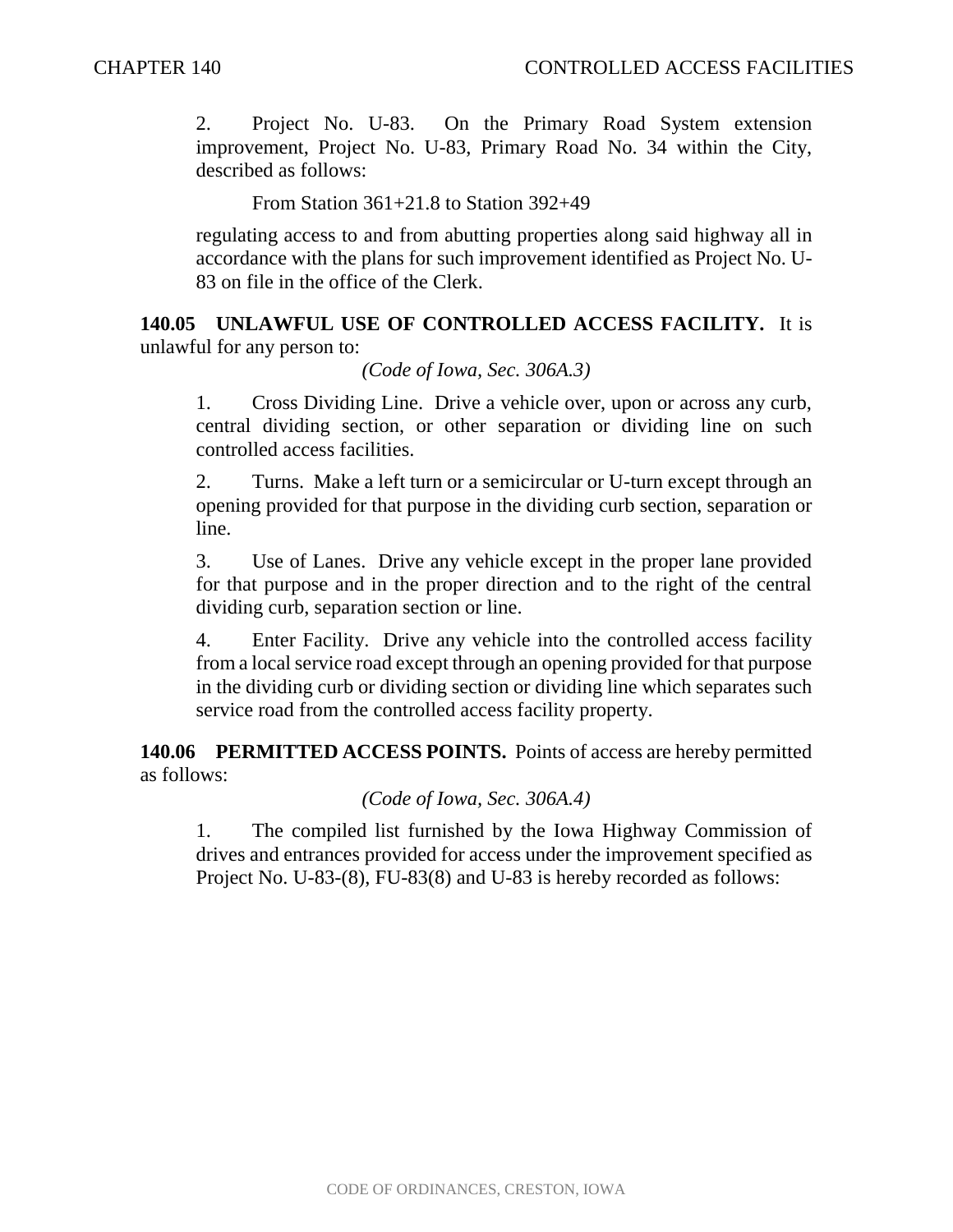2. Project No. U-83. On the Primary Road System extension improvement, Project No. U-83, Primary Road No. 34 within the City, described as follows:

From Station 361+21.8 to Station 392+49

regulating access to and from abutting properties along said highway all in accordance with the plans for such improvement identified as Project No. U-83 on file in the office of the Clerk.

**140.05 UNLAWFUL USE OF CONTROLLED ACCESS FACILITY.** It is unlawful for any person to:

*(Code of Iowa, Sec. 306A.3)*

1. Cross Dividing Line. Drive a vehicle over, upon or across any curb, central dividing section, or other separation or dividing line on such controlled access facilities.

2. Turns. Make a left turn or a semicircular or U-turn except through an opening provided for that purpose in the dividing curb section, separation or line.

3. Use of Lanes. Drive any vehicle except in the proper lane provided for that purpose and in the proper direction and to the right of the central dividing curb, separation section or line.

4. Enter Facility. Drive any vehicle into the controlled access facility from a local service road except through an opening provided for that purpose in the dividing curb or dividing section or dividing line which separates such service road from the controlled access facility property.

**140.06 PERMITTED ACCESS POINTS.** Points of access are hereby permitted as follows:

*(Code of Iowa, Sec. 306A.4)*

1. The compiled list furnished by the Iowa Highway Commission of drives and entrances provided for access under the improvement specified as Project No. U-83-(8), FU-83(8) and U-83 is hereby recorded as follows: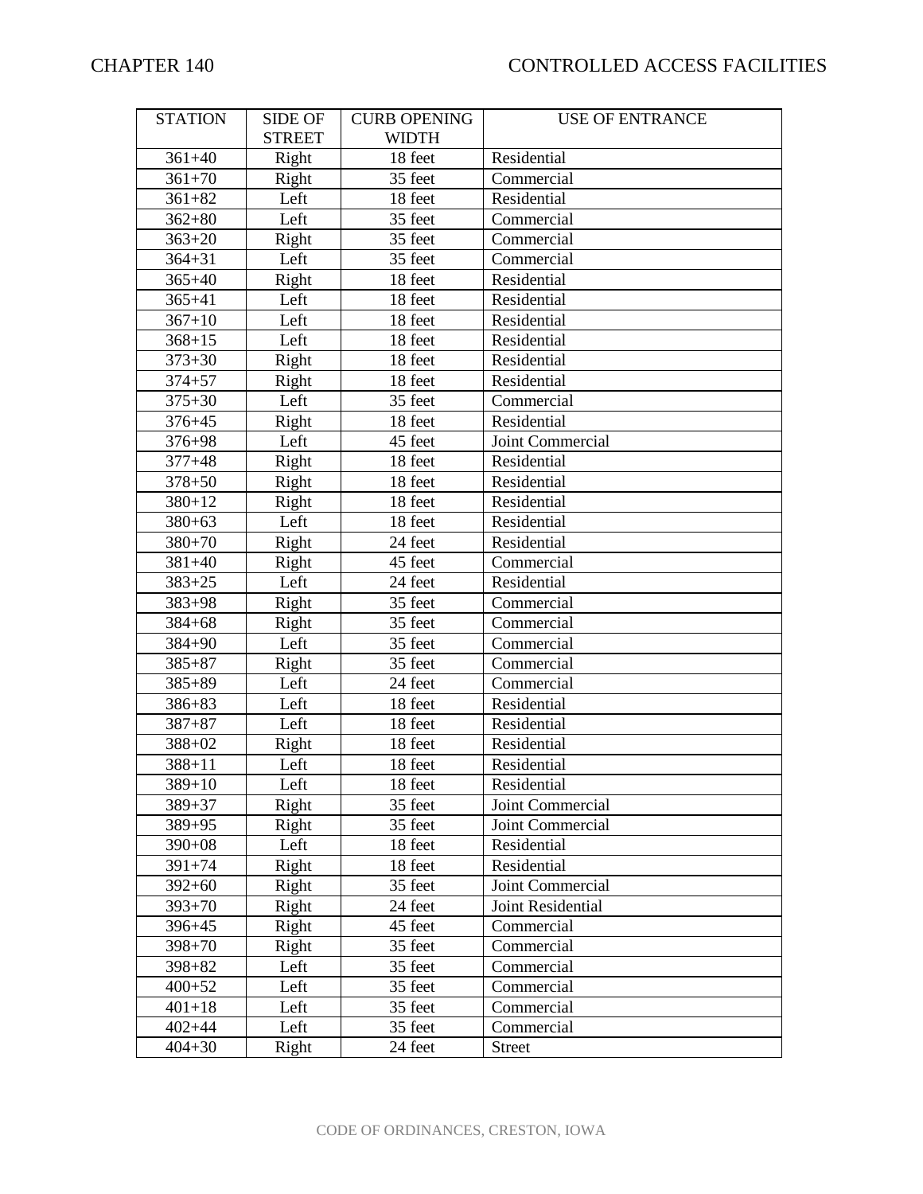| STATION | SIDE OF STREET | CURB OPENING WIDTH | USE OF ENTRANCE |
|---|---|---|---|
| 361+40 | Right | 18 feet | Residential |
| 361+70 | Right | 35 feet | Commercial |
| 361+82 | Left | 18 feet | Residential |
| 362+80 | Left | 35 feet | Commercial |
| 363+20 | Right | 35 feet | Commercial |
| 364+31 | Left | 35 feet | Commercial |
| 365+40 | Right | 18 feet | Residential |
| 365+41 | Left | 18 feet | Residential |
| 367+10 | Left | 18 feet | Residential |
| 368+15 | Left | 18 feet | Residential |
| 373+30 | Right | 18 feet | Residential |
| 374+57 | Right | 18 feet | Residential |
| 375+30 | Left | 35 feet | Commercial |
| 376+45 | Right | 18 feet | Residential |
| 376+98 | Left | 45 feet | Joint Commercial |
| 377+48 | Right | 18 feet | Residential |
| 378+50 | Right | 18 feet | Residential |
| 380+12 | Right | 18 feet | Residential |
| 380+63 | Left | 18 feet | Residential |
| 380+70 | Right | 24 feet | Residential |
| 381+40 | Right | 45 feet | Commercial |
| 383+25 | Left | 24 feet | Residential |
| 383+98 | Right | 35 feet | Commercial |
| 384+68 | Right | 35 feet | Commercial |
| 384+90 | Left | 35 feet | Commercial |
| 385+87 | Right | 35 feet | Commercial |
| 385+89 | Left | 24 feet | Commercial |
| 386+83 | Left | 18 feet | Residential |
| 387+87 | Left | 18 feet | Residential |
| 388+02 | Right | 18 feet | Residential |
| 388+11 | Left | 18 feet | Residential |
| 389+10 | Left | 18 feet | Residential |
| 389+37 | Right | 35 feet | Joint Commercial |
| 389+95 | Right | 35 feet | Joint Commercial |
| 390+08 | Left | 18 feet | Residential |
| 391+74 | Right | 18 feet | Residential |
| 392+60 | Right | 35 feet | Joint Commercial |
| 393+70 | Right | 24 feet | Joint Residential |
| 396+45 | Right | 45 feet | Commercial |
| 398+70 | Right | 35 feet | Commercial |
| 398+82 | Left | 35 feet | Commercial |
| 400+52 | Left | 35 feet | Commercial |
| 401+18 | Left | 35 feet | Commercial |
| 402+44 | Left | 35 feet | Commercial |
| 404+30 | Right | 24 feet | Street |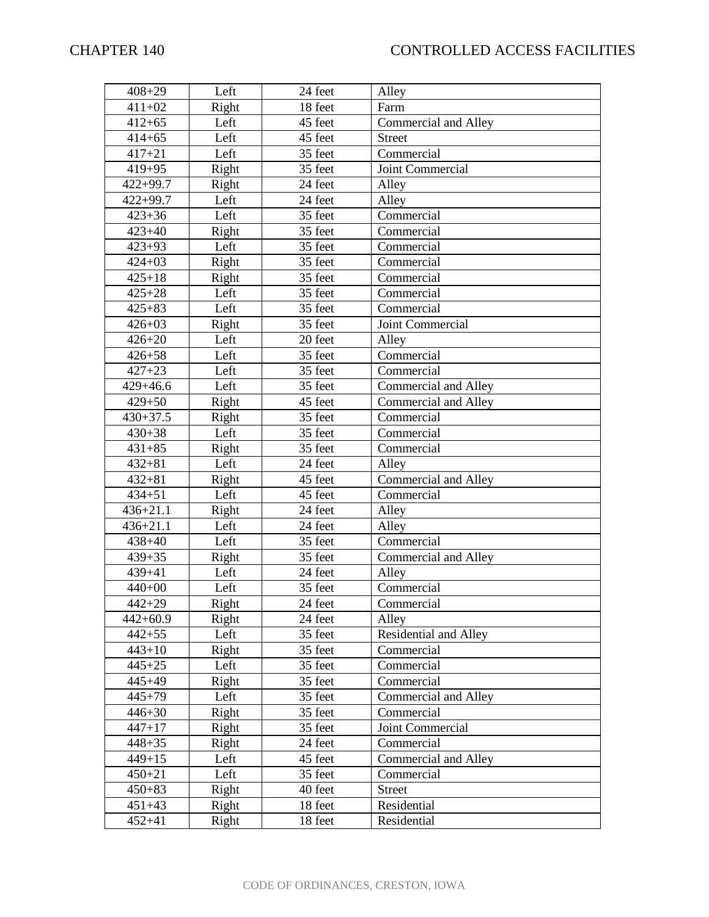| 408+29 | Left | 24 feet | Alley |
|---|---|---|---|
| 411+02 | Right | 18 feet | Farm |
| 412+65 | Left | 45 feet | Commercial and Alley |
| 414+65 | Left | 45 feet | Street |
| 417+21 | Left | 35 feet | Commercial |
| 419+95 | Right | 35 feet | Joint Commercial |
| 422+99.7 | Right | 24 feet | Alley |
| 422+99.7 | Left | 24 feet | Alley |
| 423+36 | Left | 35 feet | Commercial |
| 423+40 | Right | 35 feet | Commercial |
| 423+93 | Left | 35 feet | Commercial |
| 424+03 | Right | 35 feet | Commercial |
| 425+18 | Right | 35 feet | Commercial |
| 425+28 | Left | 35 feet | Commercial |
| 425+83 | Left | 35 feet | Commercial |
| 426+03 | Right | 35 feet | Joint Commercial |
| 426+20 | Left | 20 feet | Alley |
| 426+58 | Left | 35 feet | Commercial |
| 427+23 | Left | 35 feet | Commercial |
| 429+46.6 | Left | 35 feet | Commercial and Alley |
| 429+50 | Right | 45 feet | Commercial and Alley |
| 430+37.5 | Right | 35 feet | Commercial |
| 430+38 | Left | 35 feet | Commercial |
| 431+85 | Right | 35 feet | Commercial |
| 432+81 | Left | 24 feet | Alley |
| 432+81 | Right | 45 feet | Commercial and Alley |
| 434+51 | Left | 45 feet | Commercial |
| 436+21.1 | Right | 24 feet | Alley |
| 436+21.1 | Left | 24 feet | Alley |
| 438+40 | Left | 35 feet | Commercial |
| 439+35 | Right | 35 feet | Commercial and Alley |
| 439+41 | Left | 24 feet | Alley |
| 440+00 | Left | 35 feet | Commercial |
| 442+29 | Right | 24 feet | Commercial |
| 442+60.9 | Right | 24 feet | Alley |
| 442+55 | Left | 35 feet | Residential and Alley |
| 443+10 | Right | 35 feet | Commercial |
| 445+25 | Left | 35 feet | Commercial |
| 445+49 | Right | 35 feet | Commercial |
| 445+79 | Left | 35 feet | Commercial and Alley |
| 446+30 | Right | 35 feet | Commercial |
| 447+17 | Right | 35 feet | Joint Commercial |
| 448+35 | Right | 24 feet | Commercial |
| 449+15 | Left | 45 feet | Commercial and Alley |
| 450+21 | Left | 35 feet | Commercial |
| 450+83 | Right | 40 feet | Street |
| 451+43 | Right | 18 feet | Residential |
| 452+41 | Right | 18 feet | Residential |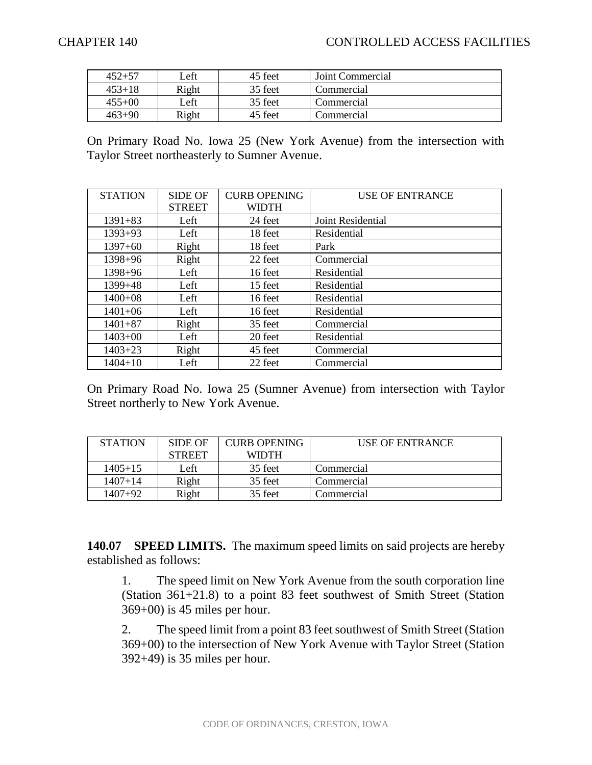| | | | |
|---|---|---|---|
| 452+57 | Left | 45 feet | Joint Commercial |
| 453+18 | Right | 35 feet | Commercial |
| 455+00 | Left | 35 feet | Commercial |
| 463+90 | Right | 45 feet | Commercial |

On Primary Road No. Iowa 25 (New York Avenue) from the intersection with Taylor Street northeasterly to Sumner Avenue.

| STATION | SIDE OF STREET | CURB OPENING WIDTH | USE OF ENTRANCE |
|---|---|---|---|
| 1391+83 | Left | 24 feet | Joint Residential |
| 1393+93 | Left | 18 feet | Residential |
| 1397+60 | Right | 18 feet | Park |
| 1398+96 | Right | 22 feet | Commercial |
| 1398+96 | Left | 16 feet | Residential |
| 1399+48 | Left | 15 feet | Residential |
| 1400+08 | Left | 16 feet | Residential |
| 1401+06 | Left | 16 feet | Residential |
| 1401+87 | Right | 35 feet | Commercial |
| 1403+00 | Left | 20 feet | Residential |
| 1403+23 | Right | 45 feet | Commercial |
| 1404+10 | Left | 22 feet | Commercial |

On Primary Road No. Iowa 25 (Sumner Avenue) from intersection with Taylor Street northerly to New York Avenue.

| STATION | SIDE OF STREET | CURB OPENING WIDTH | USE OF ENTRANCE |
|---|---|---|---|
| 1405+15 | Left | 35 feet | Commercial |
| 1407+14 | Right | 35 feet | Commercial |
| 1407+92 | Right | 35 feet | Commercial |

**140.07 SPEED LIMITS.** The maximum speed limits on said projects are hereby established as follows:

1. The speed limit on New York Avenue from the south corporation line (Station 361+21.8) to a point 83 feet southwest of Smith Street (Station 369+00) is 45 miles per hour.

2. The speed limit from a point 83 feet southwest of Smith Street (Station 369+00) to the intersection of New York Avenue with Taylor Street (Station 392+49) is 35 miles per hour.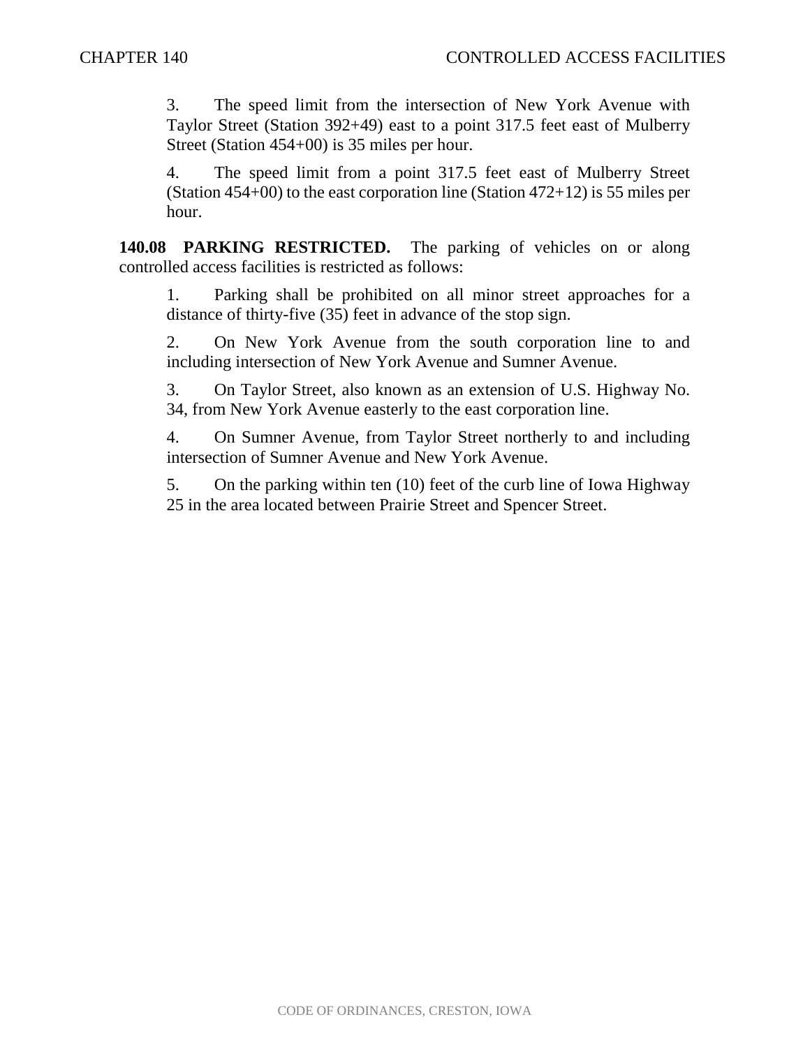3. The speed limit from the intersection of New York Avenue with Taylor Street (Station 392+49) east to a point 317.5 feet east of Mulberry Street (Station 454+00) is 35 miles per hour.

4. The speed limit from a point 317.5 feet east of Mulberry Street (Station 454+00) to the east corporation line (Station 472+12) is 55 miles per hour.

**140.08 PARKING RESTRICTED.** The parking of vehicles on or along controlled access facilities is restricted as follows:

1. Parking shall be prohibited on all minor street approaches for a distance of thirty-five (35) feet in advance of the stop sign.

2. On New York Avenue from the south corporation line to and including intersection of New York Avenue and Sumner Avenue.

3. On Taylor Street, also known as an extension of U.S. Highway No. 34, from New York Avenue easterly to the east corporation line.

4. On Sumner Avenue, from Taylor Street northerly to and including intersection of Sumner Avenue and New York Avenue.

5. On the parking within ten (10) feet of the curb line of Iowa Highway 25 in the area located between Prairie Street and Spencer Street.